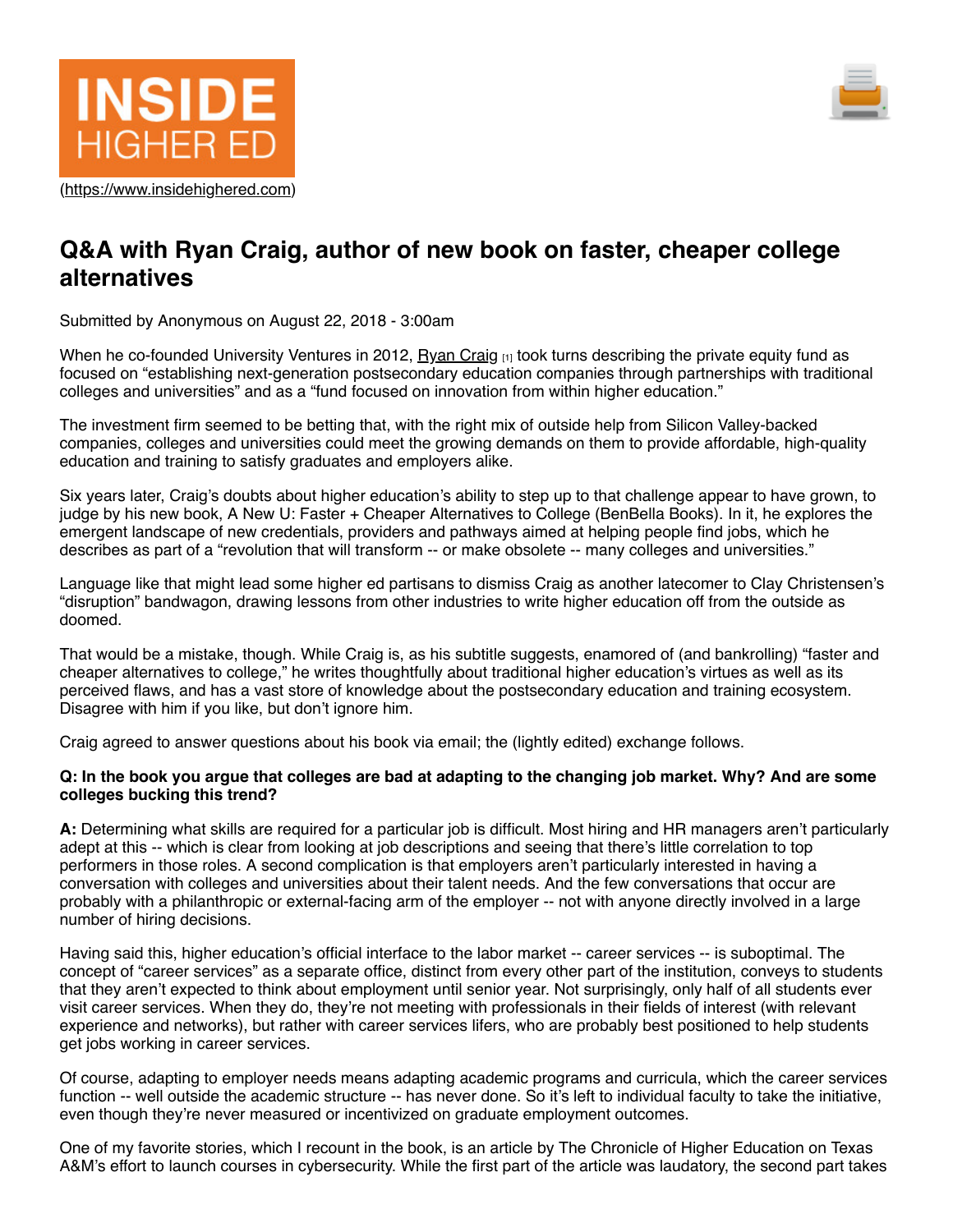INSIDE HIGHER ED

(https://www.insidehighered.com)

# Q&A with Ryan Craig, author of new book on faster, cheaper college alternatives

Submitted by Anonymous on August 22, 2018 - 3:00am

When he co-founded University Ventures in 2012, Ryan Craig [1] took turns describing the private equity fund as focused on "establishing next-generation postsecondary education companies through partnerships with traditional colleges and universities" and as a "fund focused on innovation from within higher education."

The investment firm seemed to be betting that, with the right mix of outside help from Silicon Valley-backed companies, colleges and universities could meet the growing demands on them to provide affordable, high-quality education and training to satisfy graduates and employers alike.

Six years later, Craig's doubts about higher education's ability to step up to that challenge appear to have grown, to judge by his new book, A New U: Faster + Cheaper Alternatives to College (BenBella Books). In it, he explores the emergent landscape of new credentials, providers and pathways aimed at helping people find jobs, which he describes as part of a "revolution that will transform -- or make obsolete -- many colleges and universities."

Language like that might lead some higher ed partisans to dismiss Craig as another latecomer to Clay Christensen's "disruption" bandwagon, drawing lessons from other industries to write higher education off from the outside as doomed.

That would be a mistake, though. While Craig is, as his subtitle suggests, enamored of (and bankrolling) "faster and cheaper alternatives to college," he writes thoughtfully about traditional higher education's virtues as well as its perceived flaws, and has a vast store of knowledge about the postsecondary education and training ecosystem. Disagree with him if you like, but don't ignore him.

Craig agreed to answer questions about his book via email; the (lightly edited) exchange follows.

**Q: In the book you argue that colleges are bad at adapting to the changing job market. Why? And are some colleges bucking this trend?**

**A:** Determining what skills are required for a particular job is difficult. Most hiring and HR managers aren't particularly adept at this -- which is clear from looking at job descriptions and seeing that there's little correlation to top performers in those roles. A second complication is that employers aren't particularly interested in having a conversation with colleges and universities about their talent needs. And the few conversations that occur are probably with a philanthropic or external-facing arm of the employer -- not with anyone directly involved in a large number of hiring decisions.

Having said this, higher education's official interface to the labor market -- career services -- is suboptimal. The concept of "career services" as a separate office, distinct from every other part of the institution, conveys to students that they aren't expected to think about employment until senior year. Not surprisingly, only half of all students ever visit career services. When they do, they're not meeting with professionals in their fields of interest (with relevant experience and networks), but rather with career services lifers, who are probably best positioned to help students get jobs working in career services.

Of course, adapting to employer needs means adapting academic programs and curricula, which the career services function -- well outside the academic structure -- has never done. So it's left to individual faculty to take the initiative, even though they're never measured or incentivized on graduate employment outcomes.

One of my favorite stories, which I recount in the book, is an article by The Chronicle of Higher Education on Texas A&M's effort to launch courses in cybersecurity. While the first part of the article was laudatory, the second part takes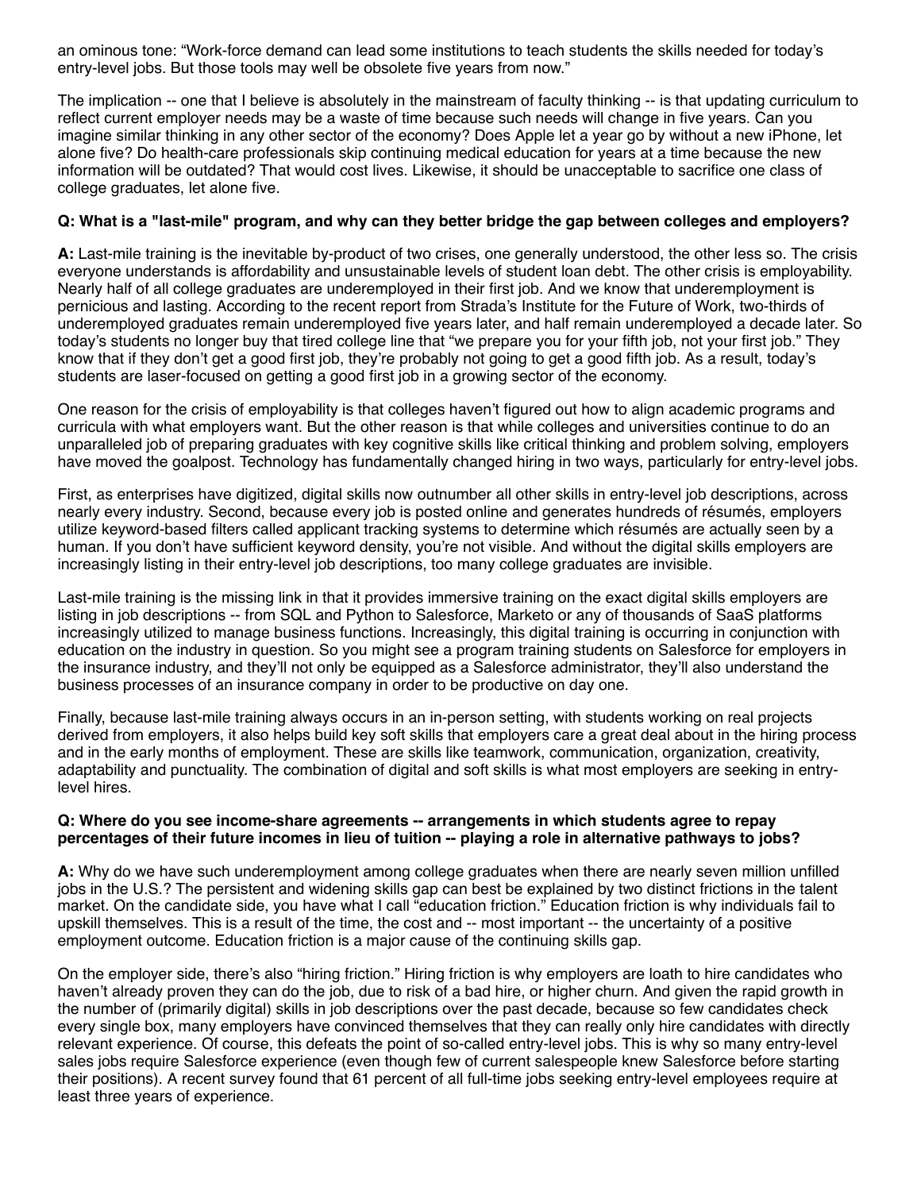an ominous tone: "Work-force demand can lead some institutions to teach students the skills needed for today's entry-level jobs. But those tools may well be obsolete five years from now."

The implication -- one that I believe is absolutely in the mainstream of faculty thinking -- is that updating curriculum to reflect current employer needs may be a waste of time because such needs will change in five years. Can you imagine similar thinking in any other sector of the economy? Does Apple let a year go by without a new iPhone, let alone five? Do health-care professionals skip continuing medical education for years at a time because the new information will be outdated? That would cost lives. Likewise, it should be unacceptable to sacrifice one class of college graduates, let alone five.

**Q: What is a "last-mile" program, and why can they better bridge the gap between colleges and employers?**

**A:** Last-mile training is the inevitable by-product of two crises, one generally understood, the other less so. The crisis everyone understands is affordability and unsustainable levels of student loan debt. The other crisis is employability. Nearly half of all college graduates are underemployed in their first job. And we know that underemployment is pernicious and lasting. According to the recent report from Strada's Institute for the Future of Work, two-thirds of underemployed graduates remain underemployed five years later, and half remain underemployed a decade later. So today's students no longer buy that tired college line that "we prepare you for your fifth job, not your first job." They know that if they don't get a good first job, they're probably not going to get a good fifth job. As a result, today's students are laser-focused on getting a good first job in a growing sector of the economy.

One reason for the crisis of employability is that colleges haven't figured out how to align academic programs and curricula with what employers want. But the other reason is that while colleges and universities continue to do an unparalleled job of preparing graduates with key cognitive skills like critical thinking and problem solving, employers have moved the goalpost. Technology has fundamentally changed hiring in two ways, particularly for entry-level jobs.

First, as enterprises have digitized, digital skills now outnumber all other skills in entry-level job descriptions, across nearly every industry. Second, because every job is posted online and generates hundreds of résumés, employers utilize keyword-based filters called applicant tracking systems to determine which résumés are actually seen by a human. If you don't have sufficient keyword density, you're not visible. And without the digital skills employers are increasingly listing in their entry-level job descriptions, too many college graduates are invisible.

Last-mile training is the missing link in that it provides immersive training on the exact digital skills employers are listing in job descriptions -- from SQL and Python to Salesforce, Marketo or any of thousands of SaaS platforms increasingly utilized to manage business functions. Increasingly, this digital training is occurring in conjunction with education on the industry in question. So you might see a program training students on Salesforce for employers in the insurance industry, and they'll not only be equipped as a Salesforce administrator, they'll also understand the business processes of an insurance company in order to be productive on day one.

Finally, because last-mile training always occurs in an in-person setting, with students working on real projects derived from employers, it also helps build key soft skills that employers care a great deal about in the hiring process and in the early months of employment. These are skills like teamwork, communication, organization, creativity, adaptability and punctuality. The combination of digital and soft skills is what most employers are seeking in entry-level hires.

**Q: Where do you see income-share agreements -- arrangements in which students agree to repay percentages of their future incomes in lieu of tuition -- playing a role in alternative pathways to jobs?**

**A:** Why do we have such underemployment among college graduates when there are nearly seven million unfilled jobs in the U.S.? The persistent and widening skills gap can best be explained by two distinct frictions in the talent market. On the candidate side, you have what I call "education friction." Education friction is why individuals fail to upskill themselves. This is a result of the time, the cost and -- most important -- the uncertainty of a positive employment outcome. Education friction is a major cause of the continuing skills gap.

On the employer side, there's also "hiring friction." Hiring friction is why employers are loath to hire candidates who haven't already proven they can do the job, due to risk of a bad hire, or higher churn. And given the rapid growth in the number of (primarily digital) skills in job descriptions over the past decade, because so few candidates check every single box, many employers have convinced themselves that they can really only hire candidates with directly relevant experience. Of course, this defeats the point of so-called entry-level jobs. This is why so many entry-level sales jobs require Salesforce experience (even though few of current salespeople knew Salesforce before starting their positions). A recent survey found that 61 percent of all full-time jobs seeking entry-level employees require at least three years of experience.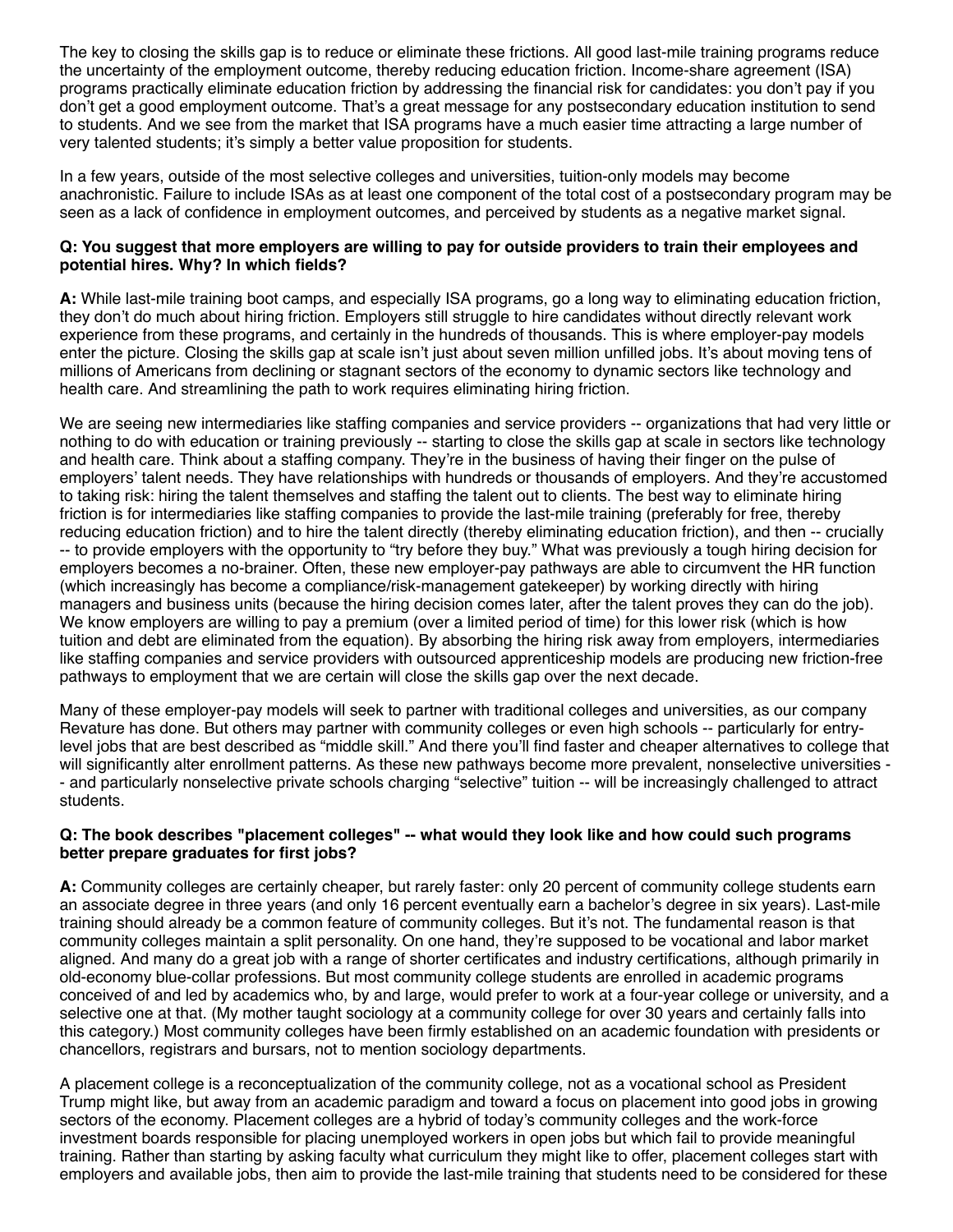The key to closing the skills gap is to reduce or eliminate these frictions. All good last-mile training programs reduce the uncertainty of the employment outcome, thereby reducing education friction. Income-share agreement (ISA) programs practically eliminate education friction by addressing the financial risk for candidates: you don't pay if you don't get a good employment outcome. That's a great message for any postsecondary education institution to send to students. And we see from the market that ISA programs have a much easier time attracting a large number of very talented students; it's simply a better value proposition for students.

In a few years, outside of the most selective colleges and universities, tuition-only models may become anachronistic. Failure to include ISAs as at least one component of the total cost of a postsecondary program may be seen as a lack of confidence in employment outcomes, and perceived by students as a negative market signal.

**Q: You suggest that more employers are willing to pay for outside providers to train their employees and potential hires. Why? In which fields?**

**A:** While last-mile training boot camps, and especially ISA programs, go a long way to eliminating education friction, they don't do much about hiring friction. Employers still struggle to hire candidates without directly relevant work experience from these programs, and certainly in the hundreds of thousands. This is where employer-pay models enter the picture. Closing the skills gap at scale isn't just about seven million unfilled jobs. It's about moving tens of millions of Americans from declining or stagnant sectors of the economy to dynamic sectors like technology and health care. And streamlining the path to work requires eliminating hiring friction.

We are seeing new intermediaries like staffing companies and service providers -- organizations that had very little or nothing to do with education or training previously -- starting to close the skills gap at scale in sectors like technology and health care. Think about a staffing company. They're in the business of having their finger on the pulse of employers' talent needs. They have relationships with hundreds or thousands of employers. And they're accustomed to taking risk: hiring the talent themselves and staffing the talent out to clients. The best way to eliminate hiring friction is for intermediaries like staffing companies to provide the last-mile training (preferably for free, thereby reducing education friction) and to hire the talent directly (thereby eliminating education friction), and then -- crucially -- to provide employers with the opportunity to "try before they buy." What was previously a tough hiring decision for employers becomes a no-brainer. Often, these new employer-pay pathways are able to circumvent the HR function (which increasingly has become a compliance/risk-management gatekeeper) by working directly with hiring managers and business units (because the hiring decision comes later, after the talent proves they can do the job). We know employers are willing to pay a premium (over a limited period of time) for this lower risk (which is how tuition and debt are eliminated from the equation). By absorbing the hiring risk away from employers, intermediaries like staffing companies and service providers with outsourced apprenticeship models are producing new friction-free pathways to employment that we are certain will close the skills gap over the next decade.

Many of these employer-pay models will seek to partner with traditional colleges and universities, as our company Revature has done. But others may partner with community colleges or even high schools -- particularly for entry-level jobs that are best described as "middle skill." And there you'll find faster and cheaper alternatives to college that will significantly alter enrollment patterns. As these new pathways become more prevalent, nonselective universities -- and particularly nonselective private schools charging "selective" tuition -- will be increasingly challenged to attract students.

**Q: The book describes "placement colleges" -- what would they look like and how could such programs better prepare graduates for first jobs?**

**A:** Community colleges are certainly cheaper, but rarely faster: only 20 percent of community college students earn an associate degree in three years (and only 16 percent eventually earn a bachelor's degree in six years). Last-mile training should already be a common feature of community colleges. But it's not. The fundamental reason is that community colleges maintain a split personality. On one hand, they're supposed to be vocational and labor market aligned. And many do a great job with a range of shorter certificates and industry certifications, although primarily in old-economy blue-collar professions. But most community college students are enrolled in academic programs conceived of and led by academics who, by and large, would prefer to work at a four-year college or university, and a selective one at that. (My mother taught sociology at a community college for over 30 years and certainly falls into this category.) Most community colleges have been firmly established on an academic foundation with presidents or chancellors, registrars and bursars, not to mention sociology departments.

A placement college is a reconceptualization of the community college, not as a vocational school as President Trump might like, but away from an academic paradigm and toward a focus on placement into good jobs in growing sectors of the economy. Placement colleges are a hybrid of today's community colleges and the work-force investment boards responsible for placing unemployed workers in open jobs but which fail to provide meaningful training. Rather than starting by asking faculty what curriculum they might like to offer, placement colleges start with employers and available jobs, then aim to provide the last-mile training that students need to be considered for these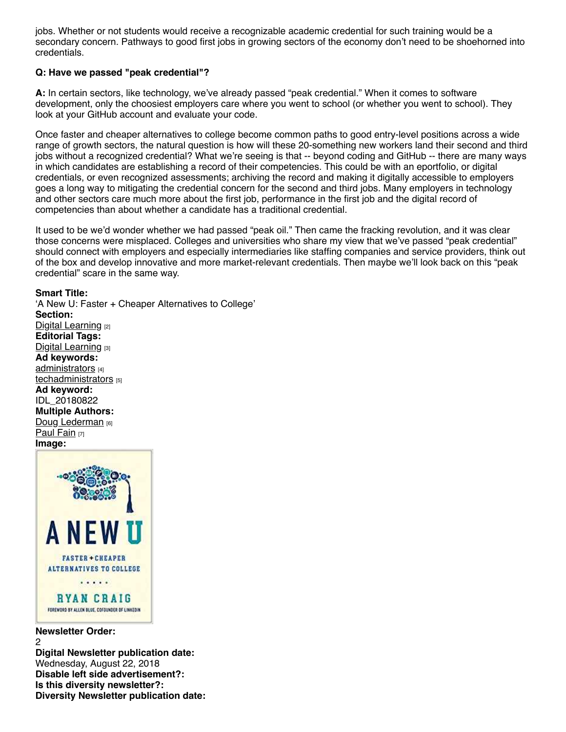jobs. Whether or not students would receive a recognizable academic credential for such training would be a secondary concern. Pathways to good first jobs in growing sectors of the economy don't need to be shoehorned into credentials.

**Q: Have we passed "peak credential"?**

**A:** In certain sectors, like technology, we've already passed "peak credential." When it comes to software development, only the choosiest employers care where you went to school (or whether you went to school). They look at your GitHub account and evaluate your code.

Once faster and cheaper alternatives to college become common paths to good entry-level positions across a wide range of growth sectors, the natural question is how will these 20-something new workers land their second and third jobs without a recognized credential? What we're seeing is that -- beyond coding and GitHub -- there are many ways in which candidates are establishing a record of their competencies. This could be with an eportfolio, or digital credentials, or even recognized assessments; archiving the record and making it digitally accessible to employers goes a long way to mitigating the credential concern for the second and third jobs. Many employers in technology and other sectors care much more about the first job, performance in the first job and the digital record of competencies than about whether a candidate has a traditional credential.

It used to be we'd wonder whether we had passed "peak oil." Then came the fracking revolution, and it was clear those concerns were misplaced. Colleges and universities who share my view that we've passed "peak credential" should connect with employers and especially intermediaries like staffing companies and service providers, think out of the box and develop innovative and more market-relevant credentials. Then maybe we'll look back on this "peak credential" scare in the same way.

**Smart Title:**
'A New U: Faster + Cheaper Alternatives to College'
**Section:**
Digital Learning [2]
**Editorial Tags:**
Digital Learning [3]
**Ad keywords:**
administrators [4]
techadministrators [5]
**Ad keyword:**
IDL_20180822
**Multiple Authors:**
Doug Lederman [6]
Paul Fain [7]
**Image:**

A NEW U

FASTER + CHEAPER ALTERNATIVES TO COLLEGE

RYAN CRAIG

FOREWORD BY ALLEN BLUE, COFOUNDER OF LINKEDIN

**Newsletter Order:**
2
**Digital Newsletter publication date:**
Wednesday, August 22, 2018
**Disable left side advertisement?:**
**Is this diversity newsletter?:**
**Diversity Newsletter publication date:**